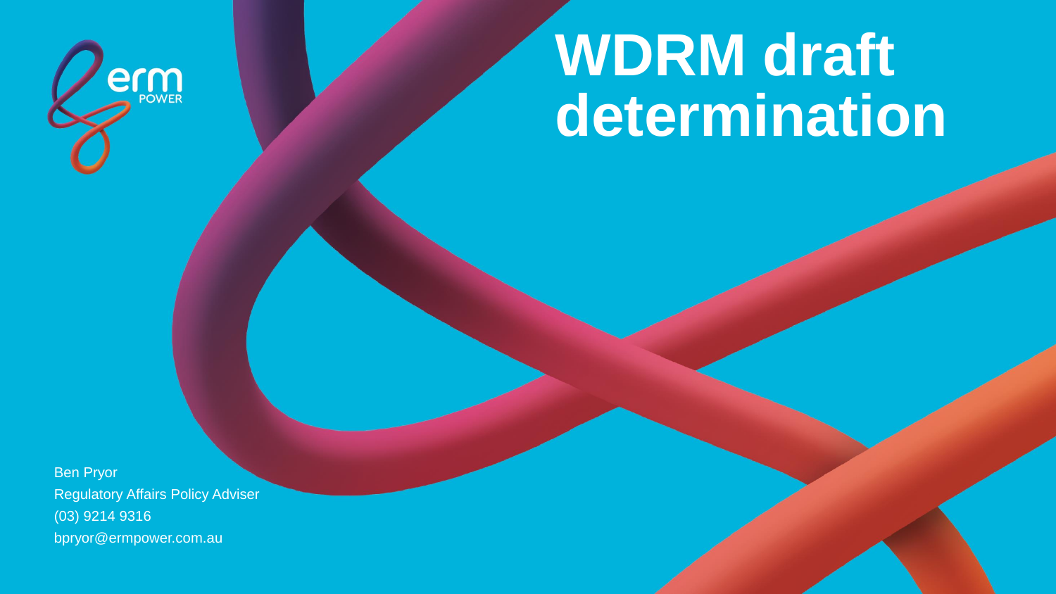# WDRM draft determination

Ben Pryor
Regulatory Affairs Policy Adviser
(03) 9214 9316
bpryor@ermpower.com.au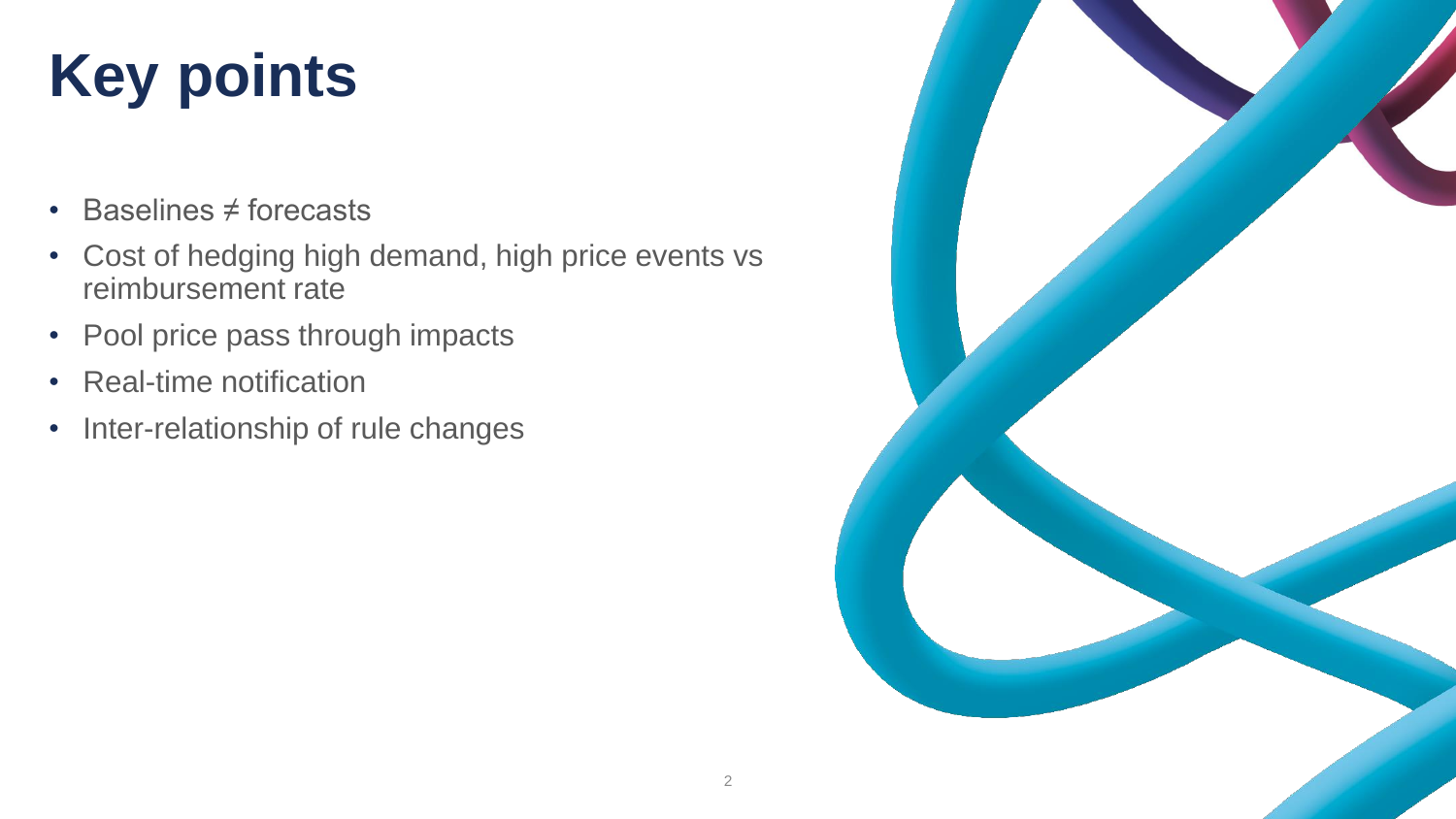# Key points

- Baselines ≠ forecasts
- Cost of hedging high demand, high price events vs reimbursement rate
- Pool price pass through impacts
- Real-time notification
- Inter-relationship of rule changes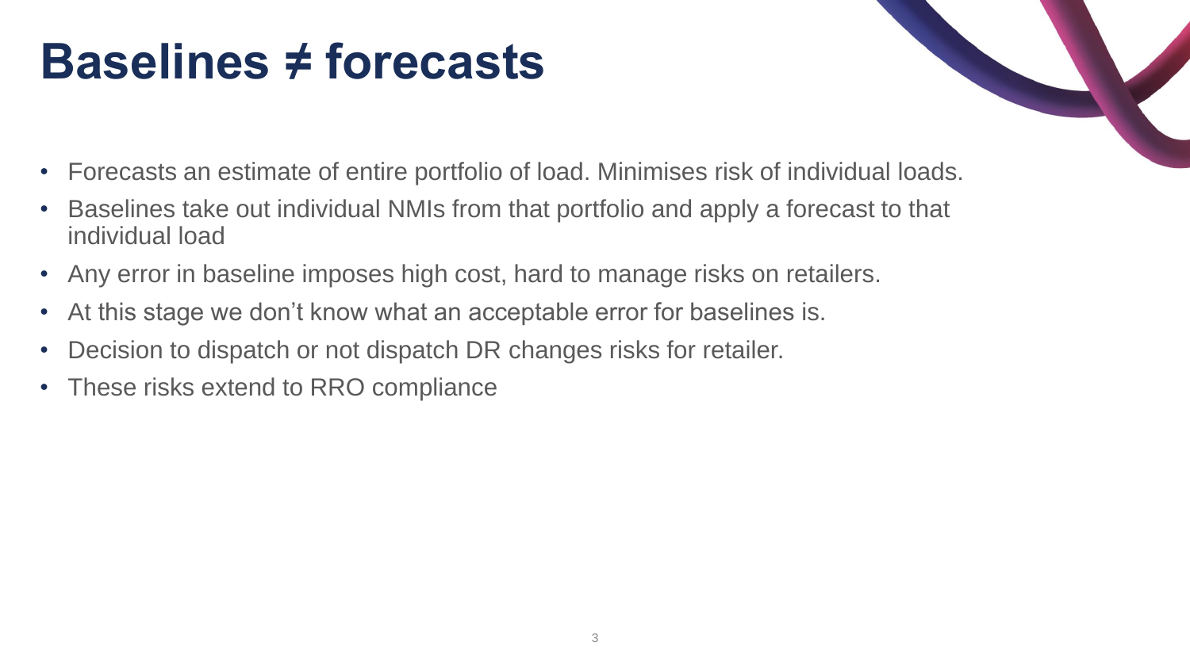# Baselines ≠ forecasts

- Forecasts an estimate of entire portfolio of load. Minimises risk of individual loads.
- Baselines take out individual NMIs from that portfolio and apply a forecast to that individual load
- Any error in baseline imposes high cost, hard to manage risks on retailers.
- At this stage we don't know what an acceptable error for baselines is.
- Decision to dispatch or not dispatch DR changes risks for retailer.
- These risks extend to RRO compliance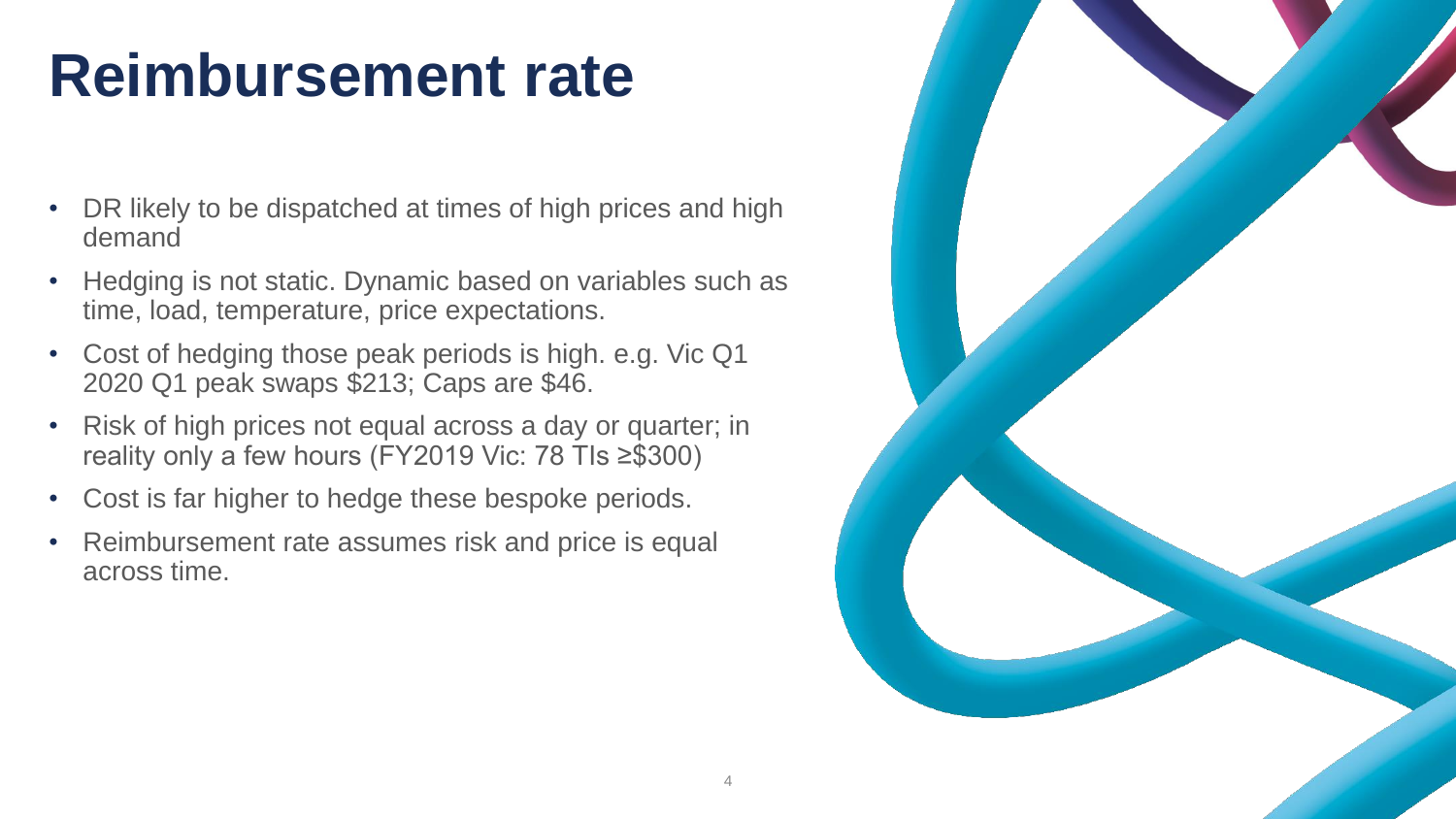# Reimbursement rate

- DR likely to be dispatched at times of high prices and high demand
- Hedging is not static. Dynamic based on variables such as time, load, temperature, price expectations.
- Cost of hedging those peak periods is high. e.g. Vic Q1 2020 Q1 peak swaps $213; Caps are $46.
- Risk of high prices not equal across a day or quarter; in reality only a few hours (FY2019 Vic: 78 TIs ≥$300)
- Cost is far higher to hedge these bespoke periods.
- Reimbursement rate assumes risk and price is equal across time.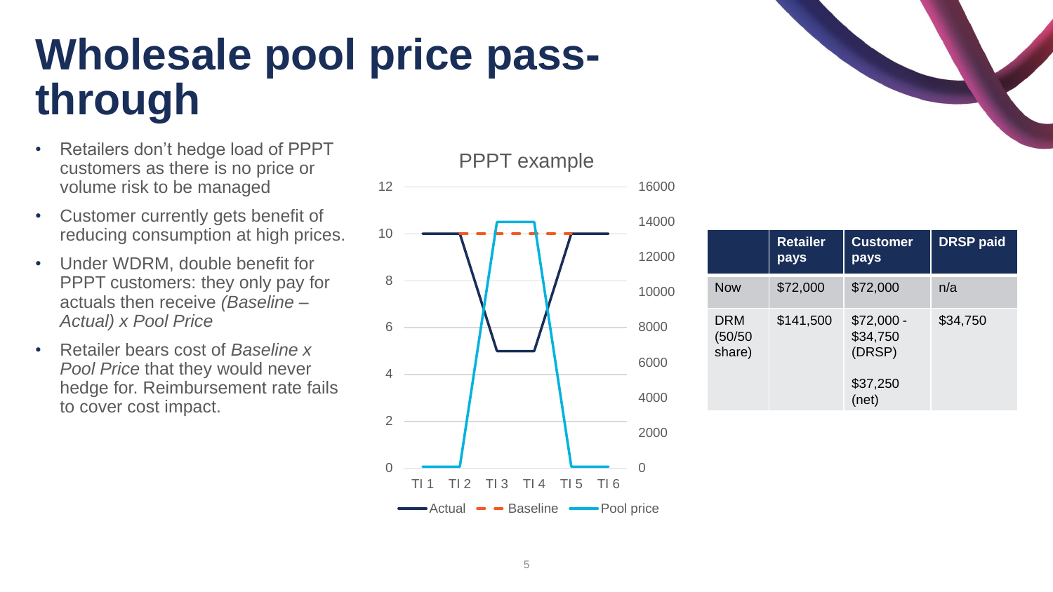# Wholesale pool price pass-through

- Retailers don't hedge load of PPPT customers as there is no price or volume risk to be managed
- Customer currently gets benefit of reducing consumption at high prices.
- Under WDRM, double benefit for PPPT customers: they only pay for actuals then receive *(Baseline – Actual) x Pool Price*
- Retailer bears cost of *Baseline x Pool Price* that they would never hedge for. Reimbursement rate fails to cover cost impact.

PPPT example

| | Retailer pays | Customer pays | DRSP paid |
|---|---|---|---|
| Now | $72,000 | $72,000 | n/a |
| DRM (50/50 share) | $141,500 | $72,000 - $34,750 (DRSP)<br><br>$37,250 (net) | $34,750 |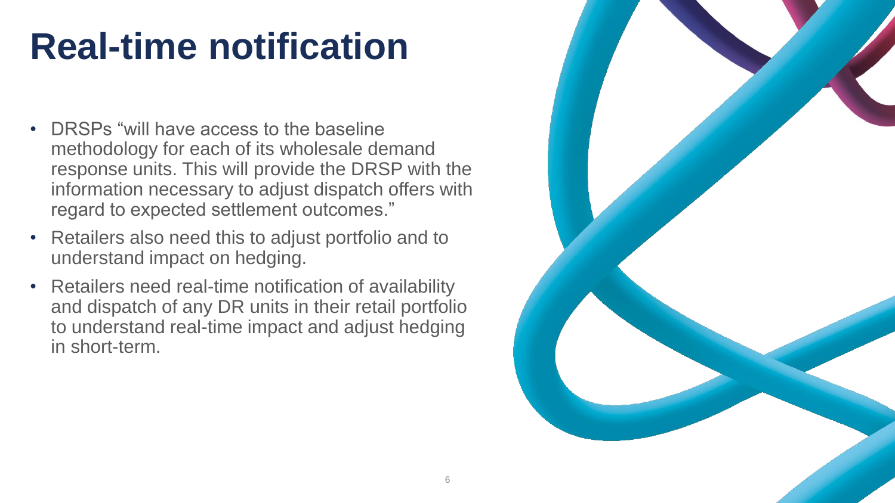# Real-time notification

- DRSPs "will have access to the baseline methodology for each of its wholesale demand response units. This will provide the DRSP with the information necessary to adjust dispatch offers with regard to expected settlement outcomes."
- Retailers also need this to adjust portfolio and to understand impact on hedging.
- Retailers need real-time notification of availability and dispatch of any DR units in their retail portfolio to understand real-time impact and adjust hedging in short-term.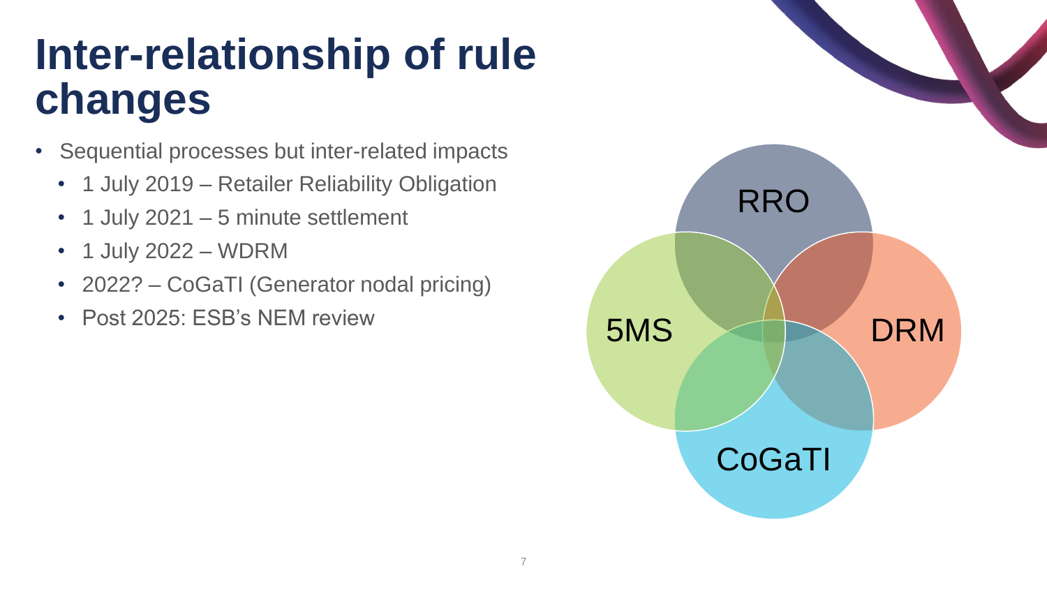# Inter-relationship of rule changes

- Sequential processes but inter-related impacts
  - 1 July 2019 – Retailer Reliability Obligation
  - 1 July 2021 – 5 minute settlement
  - 1 July 2022 – WDRM
  - 2022? – CoGaTI (Generator nodal pricing)
  - Post 2025: ESB's NEM review

RRO

5MS

DRM

CoGaTI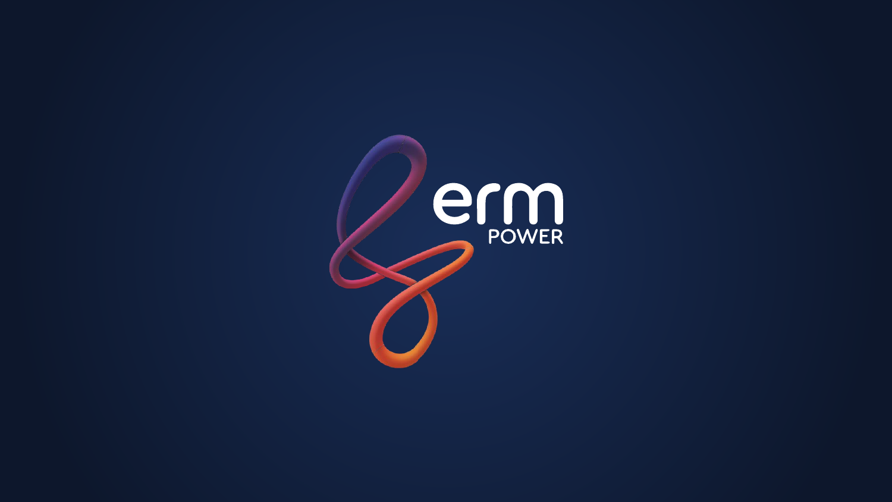erm

POWER